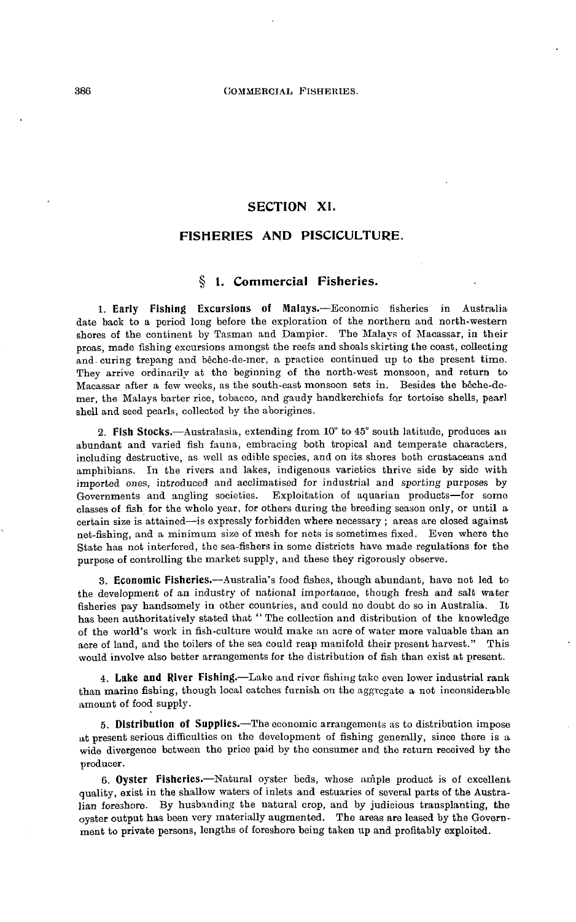# SECTION XI.

## FISHERIES AND PISCICULTURE.

### § 1. Commercial Fisheries.

1. **Early Fishing Excursions of Malays.**—Economic fisheries in Australia date back to a period long before the exploration of the northern and north-western shores of the continent by Tasman and Dampier. The Malays of Macassar, in their proas, made fishing excursions amongst the reefs and shoals skirting the coast, collecting and curing trepang and bêche-de-mer, a practice continued up to the present time. They arrive ordinarily at the beginning of the north-west monsoon, and return to Macassar after a few weeks, as the south-east monsoon sets in. Besides the bêche-de-mer, the Malays barter rice, tobacco, and gaudy handkerchiefs for tortoise shells, pearl shell and seed pearls, collected by the aborigines.

2. **Fish Stocks.**—Australasia, extending from 10° to 45° south latitude, produces an abundant and varied fish fauna, embracing both tropical and temperate characters, including destructive, as well as edible species, and on its shores both crustaceans and amphibians. In the rivers and lakes, indigenous varieties thrive side by side with imported ones, introduced and acclimatised for industrial and sporting purposes by Governments and angling societies. Exploitation of aquarian products—for some classes of fish for the whole year, for others during the breeding season only, or until a certain size is attained—is expressly forbidden where necessary; areas are closed against net-fishing, and a minimum size of mesh for nets is sometimes fixed. Even where the State has not interfered, the sea-fishers in some districts have made regulations for the purpose of controlling the market supply, and these they rigorously observe.

3. **Economic Fisheries.**—Australia's food fishes, though abundant, have not led to the development of an industry of national importance, though fresh and salt water fisheries pay handsomely in other countries, and could no doubt do so in Australia. It has been authoritatively stated that "The collection and distribution of the knowledge of the world's work in fish-culture would make an acre of water more valuable than an acre of land, and the toilers of the sea could reap manifold their present harvest." This would involve also better arrangements for the distribution of fish than exist at present.

4. **Lake and River Fishing.**—Lake and river fishing take even lower industrial rank than marine fishing, though local catches furnish on the aggregate a not inconsiderable amount of food supply.

5. **Distribution of Supplies.**—The economic arrangements as to distribution impose at present serious difficulties on the development of fishing generally, since there is a wide divergence between the price paid by the consumer and the return received by the producer.

6. **Oyster Fisheries.**—Natural oyster beds, whose ample product is of excellent quality, exist in the shallow waters of inlets and estuaries of several parts of the Australian foreshore. By husbanding the natural crop, and by judicious transplanting, the oyster output has been very materially augmented. The areas are leased by the Government to private persons, lengths of foreshore being taken up and profitably exploited.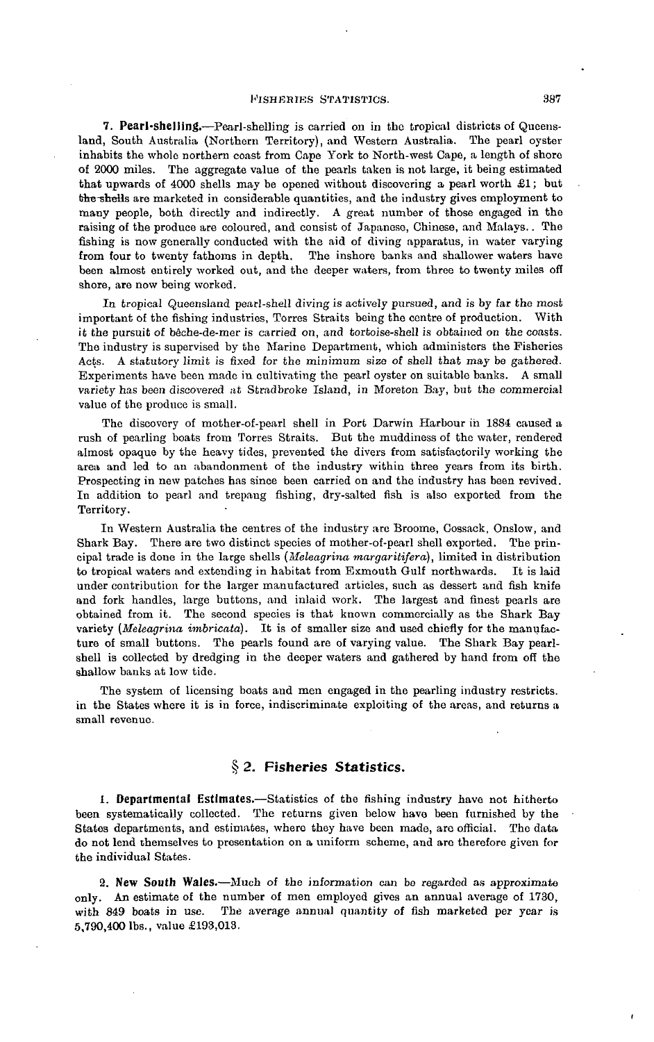**7. Pearl-shelling.**—Pearl-shelling is carried on in the tropical districts of Queensland, South Australia (Northern Territory), and Western Australia. The pearl oyster inhabits the whole northern coast from Cape York to North-west Cape, a length of shore of 2000 miles. The aggregate value of the pearls taken is not large, it being estimated that upwards of 4000 shells may be opened without discovering a pearl worth £1; but the shells are marketed in considerable quantities, and the industry gives employment to many people, both directly and indirectly. A great number of those engaged in the raising of the produce are coloured, and consist of Japanese, Chinese, and Malays. The fishing is now generally conducted with the aid of diving apparatus, in water varying from four to twenty fathoms in depth. The inshore banks and shallower waters have been almost entirely worked out, and the deeper waters, from three to twenty miles off shore, are now being worked.

In tropical Queensland pearl-shell diving is actively pursued, and is by far the most important of the fishing industries, Torres Straits being the centre of production. With it the pursuit of bêche-de-mer is carried on, and tortoise-shell is obtained on the coasts. The industry is supervised by the Marine Department, which administers the Fisheries Acts. A statutory limit is fixed for the minimum size of shell that may be gathered. Experiments have been made in cultivating the pearl oyster on suitable banks. A small variety has been discovered at Stradbroke Island, in Moreton Bay, but the commercial value of the produce is small.

The discovery of mother-of-pearl shell in Port Darwin Harbour in 1884 caused a rush of pearling boats from Torres Straits. But the muddiness of the water, rendered almost opaque by the heavy tides, prevented the divers from satisfactorily working the area and led to an abandonment of the industry within three years from its birth. Prospecting in new patches has since been carried on and the industry has been revived. In addition to pearl and trepang fishing, dry-salted fish is also exported from the Territory.

In Western Australia the centres of the industry are Broome, Cossack, Onslow, and Shark Bay. There are two distinct species of mother-of-pearl shell exported. The principal trade is done in the large shells (*Meleagrina margaritifera*), limited in distribution to tropical waters and extending in habitat from Exmouth Gulf northwards. It is laid under contribution for the larger manufactured articles, such as dessert and fish knife and fork handles, large buttons, and inlaid work. The largest and finest pearls are obtained from it. The second species is that known commercially as the Shark Bay variety (*Meleagrina imbricata*). It is of smaller size and used chiefly for the manufacture of small buttons. The pearls found are of varying value. The Shark Bay pearl-shell is collected by dredging in the deeper waters and gathered by hand from off the shallow banks at low tide.

The system of licensing boats and men engaged in the pearling industry restricts. in the States where it is in force, indiscriminate exploiting of the areas, and returns a small revenue.

## § 2. Fisheries Statistics.

**1. Departmental Estimates.**—Statistics of the fishing industry have not hitherto been systematically collected. The returns given below have been furnished by the States departments, and estimates, where they have been made, are official. The data do not lend themselves to presentation on a uniform scheme, and are therefore given for the individual States.

**2. New South Wales.**—Much of the information can be regarded as approximate only. An estimate of the number of men employed gives an annual average of 1730, with 849 boats in use. The average annual quantity of fish marketed per year is 5,790,400 lbs., value £193,013.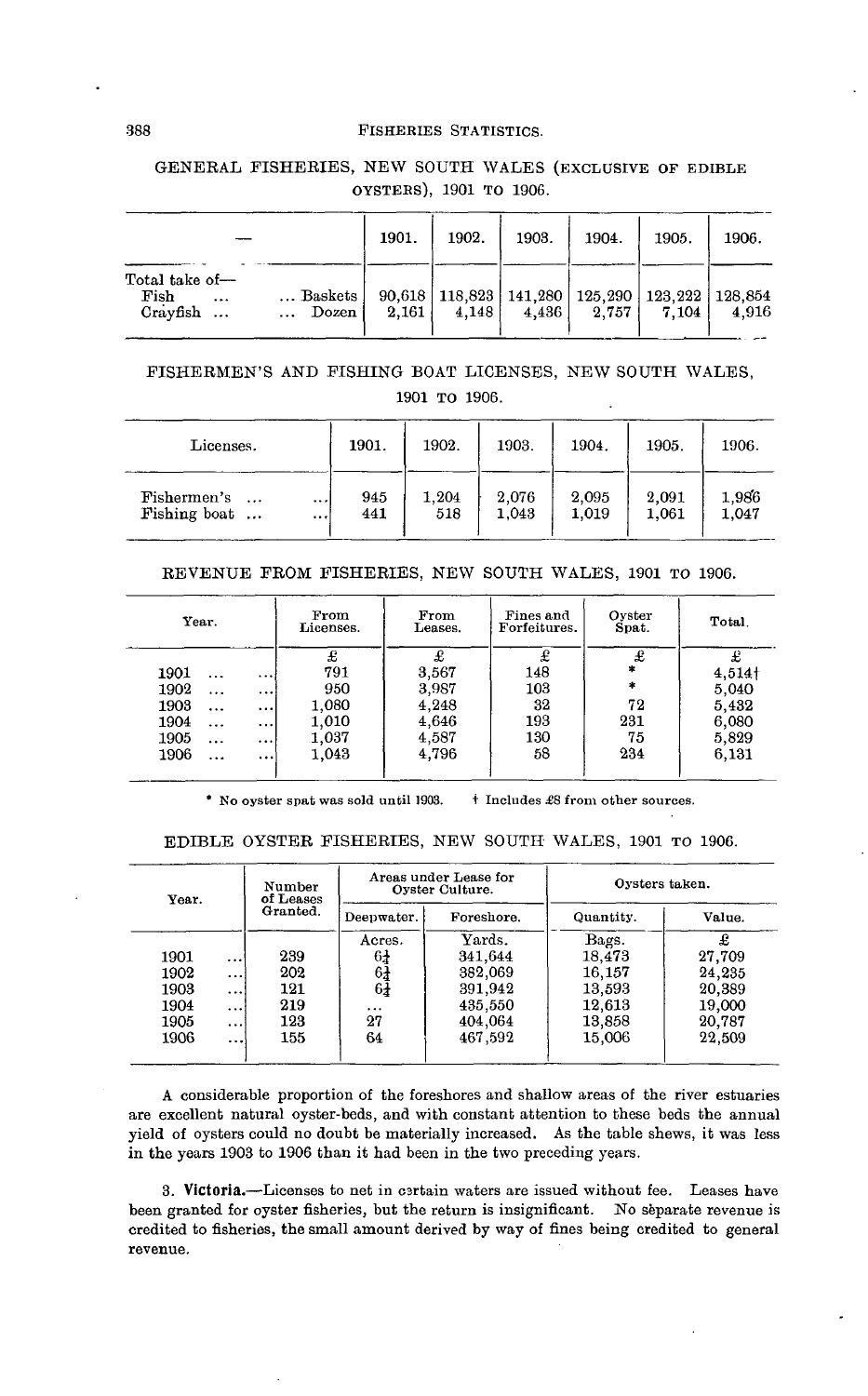GENERAL FISHERIES, NEW SOUTH WALES (EXCLUSIVE OF EDIBLE OYSTERS), 1901 TO 1906.

| — | | 1901. | 1902. | 1903. | 1904. | 1905. | 1906. |
|---|---|---|---|---|---|---|---|
| Total take of— | | | | | | | |
| Fish ... | ... Baskets | 90,618 | 118,823 | 141,280 | 125,290 | 123,222 | 128,854 |
| Crayfish ... | ... Dozen | 2,161 | 4,148 | 4,436 | 2,757 | 7,104 | 4,916 |

FISHERMEN'S AND FISHING BOAT LICENSES, NEW SOUTH WALES, 1901 TO 1906.

| Licenses. | 1901. | 1902. | 1903. | 1904. | 1905. | 1906. |
|---|---|---|---|---|---|---|
| Fishermen's ... ... | 945 | 1,204 | 2,076 | 2,095 | 2,091 | 1,986 |
| Fishing boat ... ... | 441 | 518 | 1,043 | 1,019 | 1,061 | 1,047 |

REVENUE FROM FISHERIES, NEW SOUTH WALES, 1901 TO 1906.

| Year. | From Licenses. | From Leases. | Fines and Forfeitures. | Oyster Spat. | Total. |
|---|---|---|---|---|---|
| | £ | £ | £ | £ | £ |
| 1901 ... ... | 791 | 3,567 | 148 | * | 4,514† |
| 1902 ... ... | 950 | 3,987 | 103 | * | 5,040 |
| 1903 ... ... | 1,080 | 4,248 | 32 | 72 | 5,432 |
| 1904 ... ... | 1,010 | 4,646 | 193 | 231 | 6,080 |
| 1905 ... ... | 1,037 | 4,587 | 130 | 75 | 5,829 |
| 1906 ... ... | 1,043 | 4,796 | 58 | 234 | 6,131 |

\* No oyster spat was sold until 1903. † Includes £8 from other sources.

EDIBLE OYSTER FISHERIES, NEW SOUTH WALES, 1901 TO 1906.

| Year. | Number of Leases Granted. | Areas under Lease for Oyster Culture. | | Oysters taken. | |
|---|---|---|---|---|---|
| | | Deepwater. | Foreshore. | Quantity. | Value. |
| | | Acres. | Yards. | Bags. | £ |
| 1901 ... | 239 | 6¼ | 341,644 | 18,473 | 27,709 |
| 1902 ... | 202 | 6¼ | 382,069 | 16,157 | 24,235 |
| 1903 ... | 121 | 6¼ | 391,942 | 13,593 | 20,389 |
| 1904 ... | 219 | ... | 435,550 | 12,613 | 19,000 |
| 1905 ... | 123 | 27 | 404,064 | 13,858 | 20,787 |
| 1906 ... | 155 | 64 | 467,592 | 15,006 | 22,509 |

A considerable proportion of the foreshores and shallow areas of the river estuaries are excellent natural oyster-beds, and with constant attention to these beds the annual yield of oysters could no doubt be materially increased. As the table shews, it was less in the years 1903 to 1906 than it had been in the two preceding years.

3. **Victoria.**—Licenses to net in certain waters are issued without fee. Leases have been granted for oyster fisheries, but the return is insignificant. No separate revenue is credited to fisheries, the small amount derived by way of fines being credited to general revenue.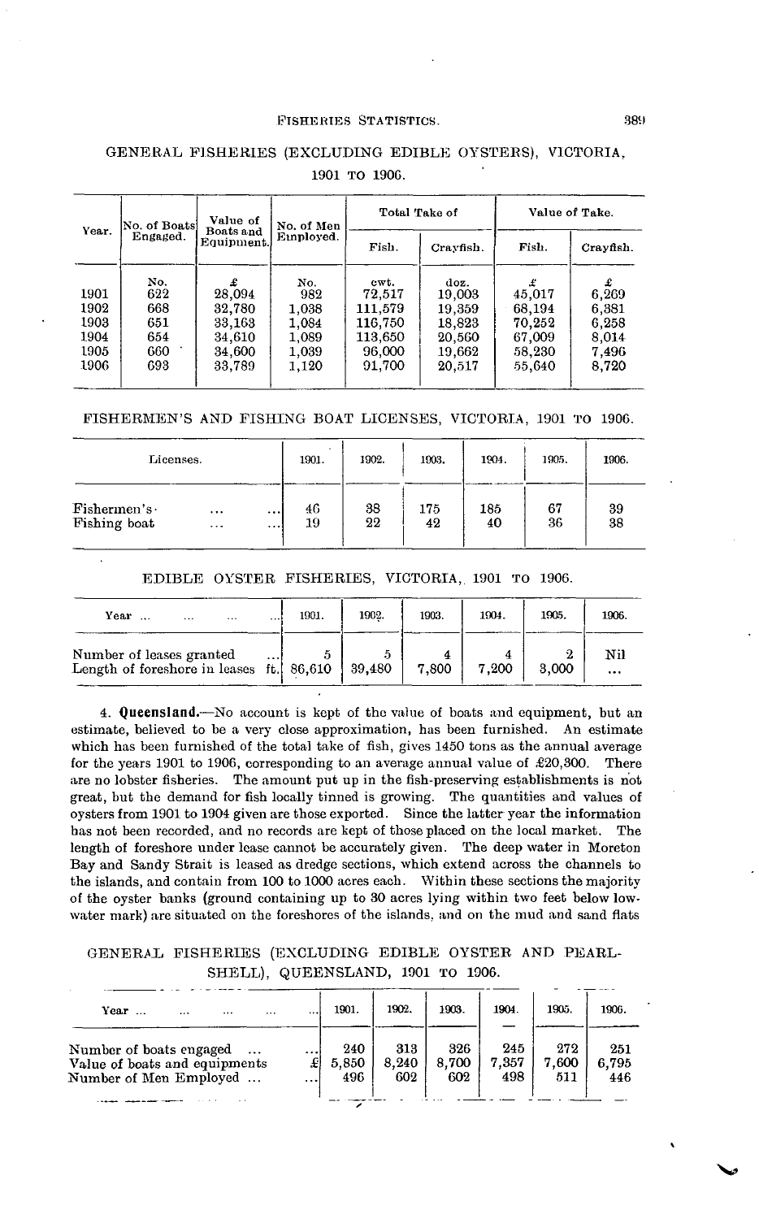## GENERAL FISHERIES (EXCLUDING EDIBLE OYSTERS), VICTORIA, 1901 TO 1906.

| Year. | No. of Boats Engaged. | Value of Boats and Equipment. | No. of Men Employed. | Total Take of | | Value of Take. | |
|---|---|---|---|---|---|---|---|
| | | | | Fish. | Crayfish. | Fish. | Crayfish. |
| | No. | £ | No. | cwt. | doz. | £ | £ |
| 1901 | 622 | 28,094 | 982 | 72,517 | 19,003 | 45,017 | 6,269 |
| 1902 | 668 | 32,780 | 1,038 | 111,579 | 19,359 | 68,194 | 6,381 |
| 1903 | 651 | 33,163 | 1,084 | 116,750 | 18,823 | 70,252 | 6,258 |
| 1904 | 654 | 34,610 | 1,089 | 113,650 | 20,560 | 67,009 | 8,014 |
| 1905 | 660 | 34,600 | 1,039 | 96,000 | 19,662 | 58,230 | 7,496 |
| 1906 | 693 | 33,789 | 1,120 | 91,700 | 20,517 | 55,640 | 8,720 |

## FISHERMEN'S AND FISHING BOAT LICENSES, VICTORIA, 1901 TO 1906.

| Licenses. | 1901. | 1902. | 1903. | 1904. | 1905. | 1906. |
|---|---|---|---|---|---|---|
| Fishermen's ... ... | 46 | 38 | 175 | 185 | 67 | 39 |
| Fishing boat ... ... | 19 | 22 | 42 | 40 | 36 | 38 |

## EDIBLE OYSTER FISHERIES, VICTORIA, 1901 TO 1906.

| Year ... ... ... ... | 1901. | 1902. | 1903. | 1904. | 1905. | 1906. |
|---|---|---|---|---|---|---|
| Number of leases granted ... | 5 | 5 | 4 | 4 | 2 | Nil |
| Length of foreshore in leases ft. | 86,610 | 39,480 | 7,800 | 7,200 | 3,000 | ... |

4. **Queensland.**—No account is kept of the value of boats and equipment, but an estimate, believed to be a very close approximation, has been furnished. An estimate which has been furnished of the total take of fish, gives 1450 tons as the annual average for the years 1901 to 1906, corresponding to an average annual value of £20,300. There are no lobster fisheries. The amount put up in the fish-preserving establishments is not great, but the demand for fish locally tinned is growing. The quantities and values of oysters from 1901 to 1904 given are those exported. Since the latter year the information has not been recorded, and no records are kept of those placed on the local market. The length of foreshore under lease cannot be accurately given. The deep water in Moreton Bay and Sandy Strait is leased as dredge sections, which extend across the channels to the islands, and contain from 100 to 1000 acres each. Within these sections the majority of the oyster banks (ground containing up to 30 acres lying within two feet below low-water mark) are situated on the foreshores of the islands, and on the mud and sand flats

## GENERAL FISHERIES (EXCLUDING EDIBLE OYSTER AND PEARL-SHELL), QUEENSLAND, 1901 TO 1906.

| Year ... ... ... ... ... | 1901. | 1902. | 1903. | 1904. | 1905. | 1906. |
|---|---|---|---|---|---|---|
| Number of boats engaged ... ... | 240 | 313 | 326 | 245 | 272 | 251 |
| Value of boats and equipments £ | 5,850 | 8,240 | 8,700 | 7,357 | 7,600 | 6,795 |
| Number of Men Employed ... ... | 496 | 602 | 602 | 498 | 511 | 446 |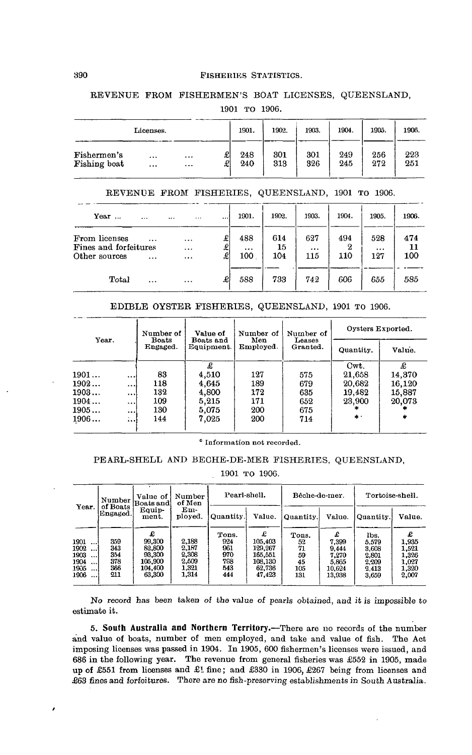## REVENUE FROM FISHERMEN'S BOAT LICENSES, QUEENSLAND, 1901 TO 1906.

| Licenses. | | 1901. | 1902. | 1903. | 1904. | 1905. | 1906. |
|---|---|---|---|---|---|---|---|
| Fishermen's ... ... | £ | 248 | 301 | 301 | 249 | 256 | 223 |
| Fishing boat ... ... | £ | 240 | 313 | 326 | 245 | 272 | 251 |

## REVENUE FROM FISHERIES, QUEENSLAND, 1901 TO 1906.

| Year ... ... ... ... ... | | 1901. | 1902. | 1903. | 1904. | 1905. | 1906. |
|---|---|---|---|---|---|---|---|
| From licenses ... ... | £ | 488 | 614 | 627 | 494 | 528 | 474 |
| Fines and forfeitures ... | £ | ... | 15 | ... | 2 | ... | 11 |
| Other sources ... ... | £ | 100 | 104 | 115 | 110 | 127 | 100 |
| Total ... ... | £ | 588 | 733 | 742 | 606 | 655 | 585 |

## EDIBLE OYSTER FISHERIES, QUEENSLAND, 1901 TO 1906.

| Year. | Number of Boats Engaged. | Value of Boats and Equipment. | Number of Men Employed. | Number of Leases Granted. | Oysters Exported. | |
|---|---|---|---|---|---|---|
| | | | | | Quantity. | Value. |
| | | £ | | | Cwt. | £ |
| 1901... ... | 83 | 4,510 | 127 | 575 | 21,658 | 14,370 |
| 1902... ... | 118 | 4,645 | 189 | 679 | 20,682 | 16,120 |
| 1903... ... | 132 | 4,800 | 172 | 635 | 19,482 | 15,887 |
| 1904... ... | 109 | 5,215 | 171 | 652 | 23,900 | 20,073 |
| 1905... ... | 130 | 5,075 | 200 | 675 | * | * |
| 1906... ... | 144 | 7,025 | 200 | 714 | * | * |

* Information not recorded.

## PEARL-SHELL AND BECHE-DE-MER FISHERIES, QUEENSLAND, 1901 TO 1906.

| Year. | Number of Boats Engaged. | Value of Boats and Equipment. | Number of Men Employed. | Pearl-shell. | | Bêche-de-mer. | | Tortoise-shell. | |
|---|---|---|---|---|---|---|---|---|---|
| | | | | Quantity. | Value. | Quantity. | Value. | Quantity. | Value. |
| | | £ | | Tons. | £ | Tons. | £ | lbs. | £ |
| 1901 ... | 359 | 99,300 | 2,188 | 924 | 105,403 | 52 | 7,399 | 5,579 | 1,935 |
| 1902 ... | 343 | 82,800 | 2,187 | 961 | 129,267 | 71 | 9,444 | 3,608 | 1,521 |
| 1903 ... | 354 | 93,300 | 2,308 | 970 | 165,551 | 59 | 7,270 | 2,801 | 1,326 |
| 1904 ... | 378 | 105,900 | 2,509 | 798 | 108,130 | 45 | 5,865 | 2,209 | 1,027 |
| 1905 ... | 366 | 104,400 | 1,321 | 543 | 62,736 | 105 | 10,624 | 2,413 | 1,320 |
| 1906 ... | 211 | 63,300 | 1,314 | 444 | 47,423 | 131 | 13,938 | 3,659 | 2,007 |

*No record has been taken of the value of pearls obtained, and it is impossible to estimate it.*

**5. South Australia and Northern Territory.**—There are no records of the number and value of boats, number of men employed, and take and value of fish. The Act imposing licenses was passed in 1904. In 1905, 600 fishermen's licenses were issued, and 686 in the following year. The revenue from general fisheries was £552 in 1905, made up of £551 from licenses and £1 fine; and £330 in 1906, £267 being from licenses and £63 fines and forfeitures. *There are no fish-preserving establishments in South Australia.*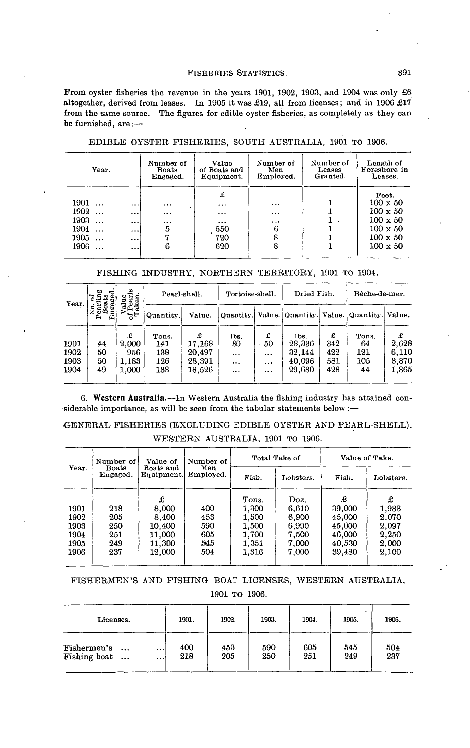From oyster fisheries the revenue in the years 1901, 1902, 1903, and 1904 was only £6 altogether, derived from leases. In 1905 it was £19, all from licenses; and in 1906 £17 from the same source. The figures for edible oyster fisheries, as completely as they can be furnished, are :—

EDIBLE OYSTER FISHERIES, SOUTH AUSTRALIA, 1901 TO 1906.

| Year. | Number of Boats Engaged. | Value of Boats and Equipment. | Number of Men Employed. | Number of Leases Granted. | Length of Foreshore in Leases. |
|---|---|---|---|---|---|
| | | £ | | | Feet. |
| 1901 ... ... | ... | ... | ... | 1 | 100 x 50 |
| 1902 ... ... | ... | ... | ... | 1 | 100 x 50 |
| 1903 ... ... | ... | ... | ... | 1 | 100 x 50 |
| 1904 ... ... | 5 | 550 | 6 | 1 | 100 x 50 |
| 1905 ... ... | 7 | 720 | 8 | 1 | 100 x 50 |
| 1906 ... ... | 6 | 620 | 8 | 1 | 100 x 50 |

FISHING INDUSTRY, NORTHERN TERRITORY, 1901 TO 1904.

| Year. | No. of Pearling Boats Engaged. | Value of Pearls Taken. | Pearl-shell. | | Tortoise-shell. | | Dried Fish. | | Bêche-de-mer. | |
|---|---|---|---|---|---|---|---|---|---|---|
| | | | Quantity. | Value. | Quantity. | Value. | Quantity. | Value. | Quantity. | Value. |
| | | £ | Tons. | £ | lbs. | £ | lbs. | £ | Tons. | £ |
| 1901 | 44 | 2,000 | 141 | 17,168 | 80 | 50 | 28,336 | 342 | 64 | 2,628 |
| 1902 | 50 | 956 | 138 | 20,497 | ... | ... | 32,144 | 422 | 121 | 6,110 |
| 1903 | 50 | 1,183 | 126 | 28,391 | ... | ... | 40,096 | 581 | 105 | 3,870 |
| 1904 | 49 | 1,000 | 133 | 18,526 | ... | ... | 29,680 | 428 | 44 | 1,865 |

6. **Western Australia.**—In Western Australia the fishing industry has attained considerable importance, as will be seen from the tabular statements below :—

GENERAL FISHERIES (EXCLUDING EDIBLE OYSTER AND PEARL-SHELL), WESTERN AUSTRALIA, 1901 TO 1906.

| Year. | Number of Boats Engaged. | Value of Boats and Equipment. | Number of Men Employed. | Total Take of | | Value of Take. | |
|---|---|---|---|---|---|---|---|
| | | | | Fish. | Lobsters. | Fish. | Lobsters. |
| | | £ | | Tons. | Doz. | £ | £ |
| 1901 | 218 | 8,000 | 400 | 1,300 | 6,610 | 39,000 | 1,983 |
| 1902 | 205 | 8,400 | 453 | 1,500 | 6,900 | 45,000 | 2,070 |
| 1903 | 250 | 10,400 | 590 | 1,500 | 6,990 | 45,000 | 2,097 |
| 1904 | 251 | 11,000 | 605 | 1,700 | 7,500 | 46,000 | 2,250 |
| 1905 | 249 | 11,300 | 545 | 1,351 | 7,000 | 40,530 | 2,000 |
| 1906 | 237 | 12,000 | 504 | 1,316 | 7,000 | 39,480 | 2,100 |

FISHERMEN'S AND FISHING BOAT LICENSES, WESTERN AUSTRALIA, 1901 TO 1906.

| Licenses. | 1901. | 1902. | 1903. | 1904. | 1905. | 1906. |
|---|---|---|---|---|---|---|
| Fishermen's ... ... | 400 | 453 | 590 | 605 | 545 | 504 |
| Fishing boat ... ... | 218 | 205 | 250 | 251 | 249 | 237 |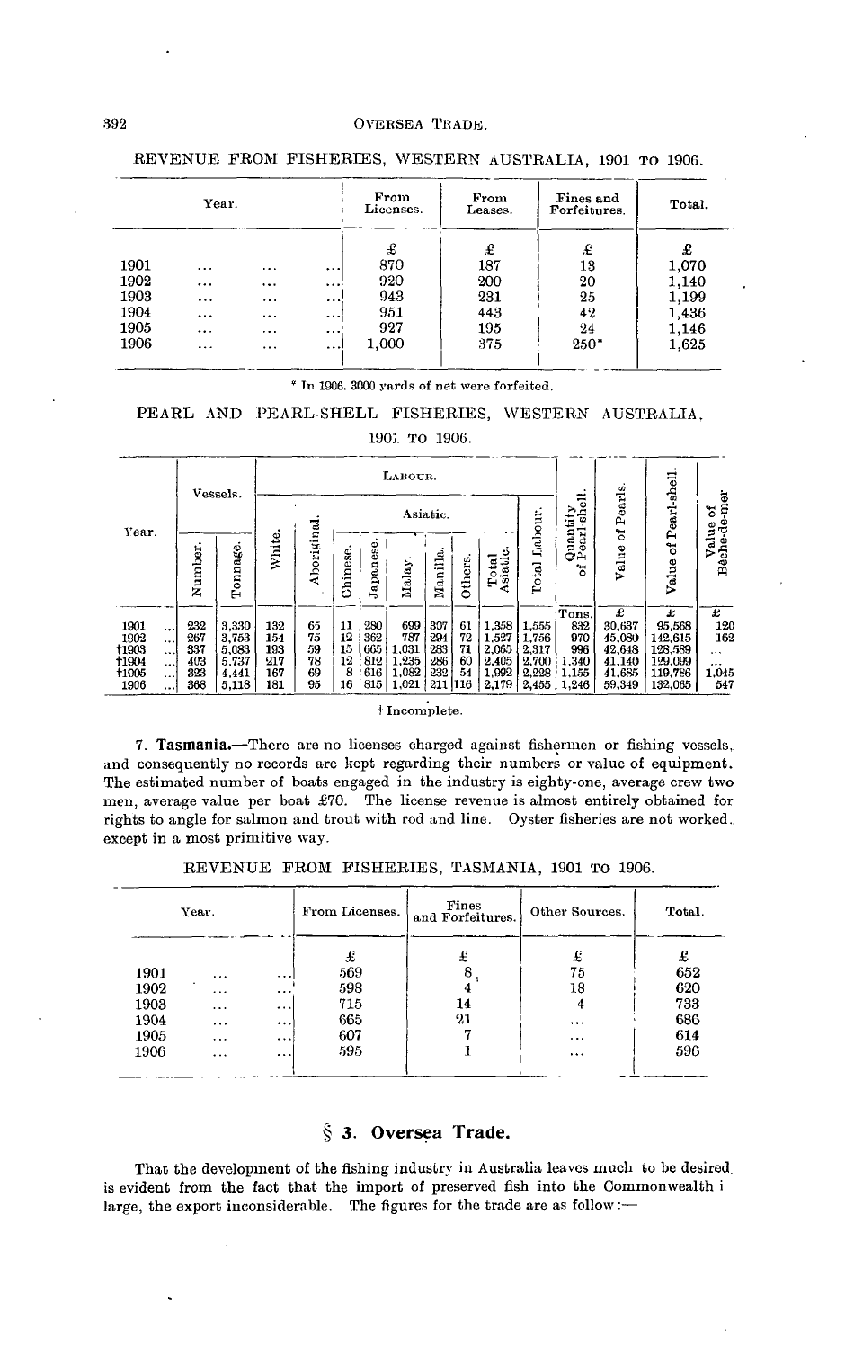REVENUE FROM FISHERIES, WESTERN AUSTRALIA, 1901 TO 1906.

| Year. | From Licenses. | From Leases. | Fines and Forfeitures. | Total. |
|---|---|---|---|---|
| | £ | £ | £ | £ |
| 1901 ... ... ... | 870 | 187 | 13 | 1,070 |
| 1902 ... ... ... | 920 | 200 | 20 | 1,140 |
| 1903 ... ... ... | 943 | 231 | 25 | 1,199 |
| 1904 ... ... ... | 951 | 443 | 42 | 1,436 |
| 1905 ... ... ... | 927 | 195 | 24 | 1,146 |
| 1906 ... ... ... | 1,000 | 375 | 250* | 1,625 |

\* In 1906, 3000 yards of net were forfeited.

PEARL AND PEARL-SHELL FISHERIES, WESTERN AUSTRALIA, 1901 TO 1906.

| Year. | Vessels. | | Labour. | | | | | | | | | | Quantity of Pearl-shell. | Value of Pearls. | Value of Pearl-shell. | Value of Bêche-de-mer |
|---|---|---|---|---|---|---|---|---|---|---|---|---|---|---|---|---|
| | | | | | Asiatic. | | | | | | | | | | | |
| | Number. | Tonnage. | White. | Aboriginal. | Chinese. | Japanese. | Malay. | Manilla. | Others. | Total Asiatic. | Total Labour. | | | | | |
| | | | | | | | | | | | | | Tons. | £ | £ | £ |
| 1901 ... | 232 | 3,330 | 132 | 65 | 11 | 280 | 699 | 307 | 61 | 1,358 | 1,555 | | 832 | 30,637 | 95,568 | 120 |
| 1902 ... | 267 | 3,753 | 154 | 75 | 12 | 362 | 787 | 294 | 72 | 1,527 | 1,756 | | 970 | 45,080 | 142,615 | 162 |
| †1903 ... | 337 | 5,083 | 193 | 59 | 15 | 665 | 1,031 | 283 | 71 | 2,065 | 2,317 | | 996 | 42,648 | 128,589 | ... |
| †1904 ... | 403 | 5,737 | 217 | 78 | 12 | 812 | 1,235 | 286 | 60 | 2,405 | 2,700 | | 1,340 | 41,140 | 129,099 | ... |
| †1905 ... | 323 | 4,441 | 167 | 69 | 8 | 616 | 1,082 | 232 | 54 | 1,992 | 2,228 | | 1,155 | 41,685 | 119,786 | 1,045 |
| 1906 ... | 368 | 5,118 | 181 | 95 | 16 | 815 | 1,021 | 211 | 116 | 2,179 | 2,455 | | 1,246 | 59,349 | 132,065 | 547 |

† Incomplete.

7. **Tasmania.**—There are no licenses charged against fishermen or fishing vessels, and consequently no records are kept regarding their numbers or value of equipment. The estimated number of boats engaged in the industry is eighty-one, average crew two men, average value per boat £70. The license revenue is almost entirely obtained for rights to angle for salmon and trout with rod and line. Oyster fisheries are not worked except in a most primitive way.

REVENUE FROM FISHERIES, TASMANIA, 1901 TO 1906.

| Year. | From Licenses. | Fines and Forfeitures. | Other Sources. | Total. |
|---|---|---|---|---|
| | £ | £ | £ | £ |
| 1901 ... ... | 569 | 8 | 75 | 652 |
| 1902 ... ... | 598 | 4 | 18 | 620 |
| 1903 ... ... | 715 | 14 | 4 | 733 |
| 1904 ... ... | 665 | 21 | ... | 686 |
| 1905 ... ... | 607 | 7 | ... | 614 |
| 1906 ... ... | 595 | 1 | ... | 596 |

## § 3. Oversea Trade.

That the development of the fishing industry in Australia leaves much to be desired is evident from the fact that the import of preserved fish into the Commonwealth i large, the export inconsiderable. The figures for the trade are as follow :—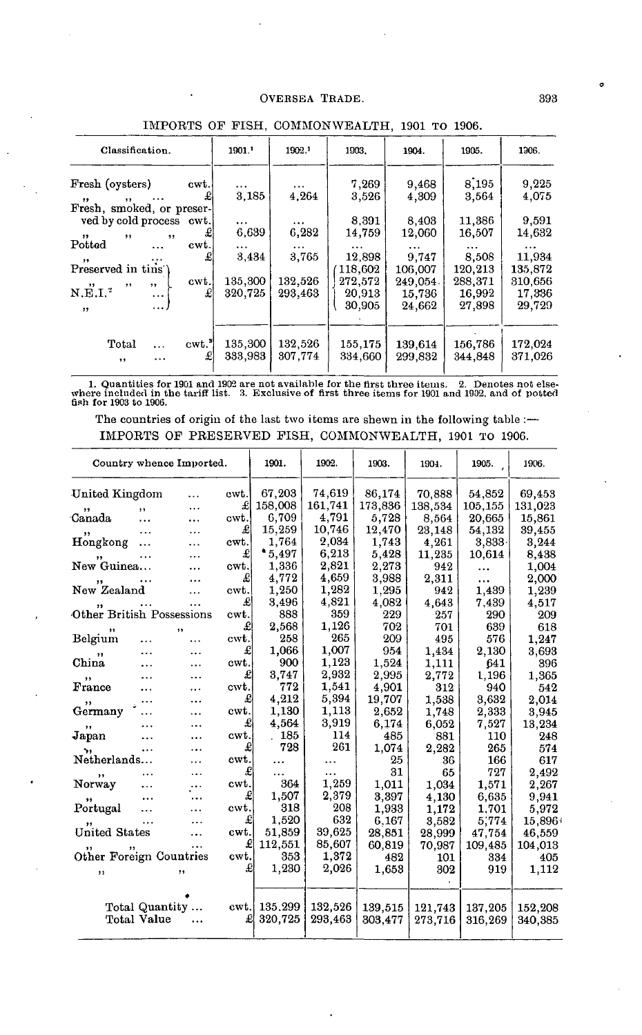IMPORTS OF FISH, COMMONWEALTH, 1901 TO 1906.

| Classification. | | 1901.[1] | 1902.[1] | 1903. | 1904. | 1905. | 1906. |
|---|---|---|---|---|---|---|---|
| Fresh (oysters) | cwt. | ... | ... | 7,269 | 9,468 | 8,195 | 9,225 |
| ,, ,, ... | £ | 3,185 | 4,264 | 3,526 | 4,309 | 3,564 | 4,075 |
| Fresh, smoked, or preserved by cold process | cwt. | ... | ... | 8,391 | 8,403 | 11,386 | 9,591 |
| ,, ,, ,, | £ | 6,639 | 6,282 | 14,759 | 12,060 | 16,507 | 14,632 |
| Potted ... | cwt. | ... | ... | ... | ... | ... | ... |
| ,, ... | £ | 3,434 | 3,765 | 12,898 | 9,747 | 8,508 | 11,934 |
| Preserved in tins | cwt. | | | 118,602 | 106,007 | 120,213 | 135,872 |
| ,, ,, ,, | £ | 135,300 | 132,526 | 272,572 | 249,054 | 288,371 | 310,656 |
| N.E.I.[2] ... | cwt. | 320,725 | 293,463 | 20,913 | 15,736 | 16,992 | 17,336 |
| ,, ... | £ | | | 30,905 | 24,662 | 27,898 | 29,729 |
| Total ... | cwt.[3] | 135,300 | 132,526 | 155,175 | 139,614 | 156,786 | 172,024 |
| ,, ... | £ | 333,983 | 307,774 | 334,660 | 299,832 | 344,848 | 371,026 |

1. Quantities for 1901 and 1902 are not available for the first three items. 2. Denotes not elsewhere included in the tariff list. 3. Exclusive of first three items for 1901 and 1902, and of potted fish for 1903 to 1906.

The countries of origin of the last two items are shewn in the following table :—

IMPORTS OF PRESERVED FISH, COMMONWEALTH, 1901 TO 1906.

| Country whence Imported. | | 1901. | 1902. | 1903. | 1904. | 1905. | 1906. |
|---|---|---|---|---|---|---|---|
| United Kingdom ... | cwt. | 67,203 | 74,619 | 86,174 | 70,888 | 54,852 | 69,453 |
| ,, ,, ... | £ | 158,008 | 161,741 | 173,836 | 138,534 | 105,155 | 131,023 |
| Canada ... ... | cwt. | 6,709 | 4,791 | 5,728 | 8,564 | 20,665 | 15,861 |
| ,, ... ... | £ | 15,259 | 10,746 | 12,470 | 23,148 | 54,132 | 39,455 |
| Hongkong ... ... | cwt. | 1,764 | 2,034 | 1,743 | 4,261 | 3,833 | 3,244 |
| ,, ... ... | £ | 5,497 | 6,213 | 5,428 | 11,235 | 10,614 | 8,438 |
| New Guinea... ... | cwt. | 1,336 | 2,821 | 2,273 | 942 | ... | 1,004 |
| ,, ... ... | £ | 4,772 | 4,659 | 3,988 | 2,311 | ... | 2,000 |
| New Zealand ... | cwt. | 1,250 | 1,282 | 1,295 | 942 | 1,439 | 1,239 |
| ,, ... ... | £ | 3,496 | 4,821 | 4,082 | 4,643 | 7,439 | 4,517 |
| Other British Possessions | cwt. | 888 | 359 | 229 | 257 | 290 | 209 |
| ,, ,, | £ | 2,568 | 1,126 | 702 | 701 | 639 | 618 |
| Belgium ... ... | cwt. | 258 | 265 | 209 | 495 | 576 | 1,247 |
| ,, ... ... | £ | 1,066 | 1,007 | 954 | 1,434 | 2,130 | 3,693 |
| China ... ... | cwt. | 900 | 1,123 | 1,524 | 1,111 | 641 | 396 |
| ,, ... ... | £ | 3,747 | 2,932 | 2,995 | 2,772 | 1,196 | 1,365 |
| France ... ... | cwt. | 772 | 1,541 | 4,901 | 312 | 940 | 542 |
| ,, ... ... | £ | 4,212 | 5,394 | 19,707 | 1,538 | 3,632 | 2,014 |
| Germany ... ... | cwt. | 1,130 | 1,113 | 2,652 | 1,748 | 2,333 | 3,945 |
| ,, ... ... | £ | 4,564 | 3,919 | 6,174 | 6,052 | 7,527 | 13,234 |
| Japan ... ... | cwt. | 185 | 114 | 485 | 881 | 110 | 248 |
| ,, ... ... | £ | 728 | 261 | 1,074 | 2,282 | 265 | 574 |
| Netherlands... ... | cwt. | ... | ... | 25 | 36 | 166 | 617 |
| ,, ... ... | £ | ... | ... | 31 | 65 | 727 | 2,492 |
| Norway ... ... | cwt. | 364 | 1,259 | 1,011 | 1,034 | 1,571 | 2,267 |
| ,, ... ... | £ | 1,507 | 2,379 | 3,397 | 4,130 | 6,635 | 9,941 |
| Portugal ... ... | cwt. | 318 | 208 | 1,933 | 1,172 | 1,701 | 5,972 |
| ,, ... ... | £ | 1,520 | 632 | 6,167 | 3,582 | 5,774 | 15,896 |
| United States ... | cwt. | 51,859 | 39,625 | 28,851 | 28,999 | 47,754 | 46,559 |
| ,, ,, ... | £ | 112,551 | 85,607 | 60,819 | 70,987 | 109,485 | 104,013 |
| Other Foreign Countries | cwt. | 353 | 1,372 | 482 | 101 | 334 | 405 |
| ,, ,, | £ | 1,230 | 2,026 | 1,653 | 302 | 919 | 1,112 |
| Total Quantity ... | cwt. | 135,299 | 132,526 | 139,515 | 121,743 | 137,205 | 152,208 |
| Total Value ... | £ | 320,725 | 293,463 | 303,477 | 273,716 | 316,269 | 340,385 |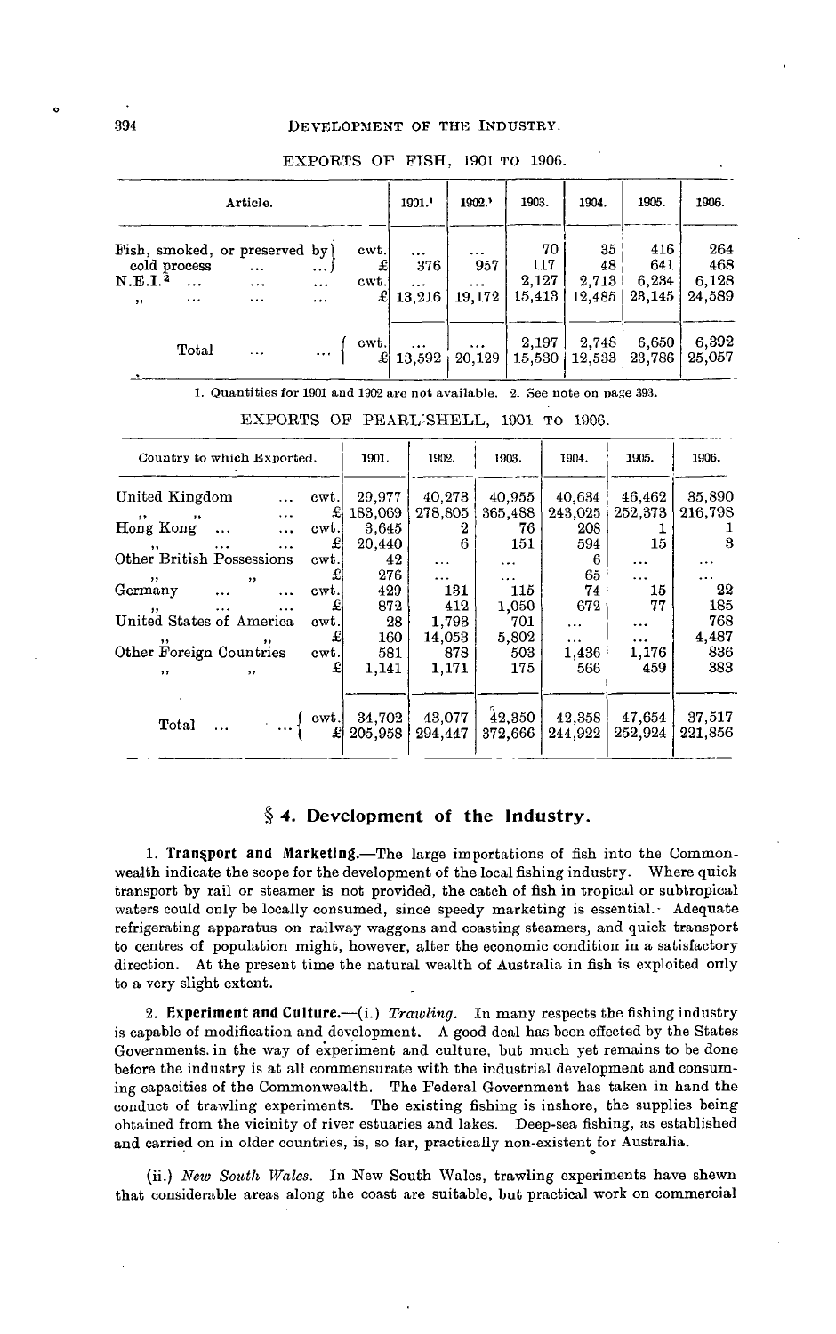EXPORTS OF FISH, 1901 TO 1906.

| Article. | | 1901.[1] | 1902.[1] | 1903. | 1904. | 1905. | 1906. |
|---|---|---|---|---|---|---|---|
| Fish, smoked, or preserved by cold process | cwt. | ... | ... | 70 | 35 | 416 | 264 |
| " | £ | 376 | 957 | 117 | 48 | 641 | 468 |
| N.E.I.[2] ... | cwt. | ... | ... | 2,127 | 2,713 | 6,234 | 6,128 |
| " ... | £ | 13,216 | 19,172 | 15,413 | 12,485 | 23,145 | 24,589 |
| Total ... | cwt. | ... | ... | 2,197 | 2,748 | 6,650 | 6,392 |
| | £ | 13,592 | 20,129 | 15,530 | 12,533 | 23,786 | 25,057 |

1. Quantities for 1901 and 1902 are not available. 2. See note on page 393.

EXPORTS OF PEARL-SHELL, 1901 TO 1906.

| Country to which Exported. | | 1901. | 1902. | 1903. | 1904. | 1905. | 1906. |
|---|---|---|---|---|---|---|---|
| United Kingdom ... | cwt. | 29,977 | 40,273 | 40,955 | 40,634 | 46,462 | 35,890 |
| " " ... | £ | 183,069 | 278,805 | 365,488 | 243,025 | 252,373 | 216,798 |
| Hong Kong ... | cwt. | 3,645 | 2 | 76 | 208 | 1 | 1 |
| " ... | £ | 20,440 | 6 | 151 | 594 | 15 | 3 |
| Other British Possessions | cwt. | 42 | ... | ... | 6 | ... | ... |
| " " | £ | 276 | ... | ... | 65 | ... | ... |
| Germany ... | cwt. | 429 | 131 | 115 | 74 | 15 | 22 |
| " ... | £ | 872 | 412 | 1,050 | 672 | 77 | 185 |
| United States of America | cwt. | 28 | 1,793 | 701 | ... | ... | 768 |
| " " | £ | 160 | 14,053 | 5,802 | ... | ... | 4,487 |
| Other Foreign Countries | cwt. | 581 | 878 | 503 | 1,436 | 1,176 | 836 |
| " " | £ | 1,141 | 1,171 | 175 | 566 | 459 | 383 |
| Total ... | cwt. | 34,702 | 43,077 | 42,350 | 42,358 | 47,654 | 37,517 |
| | £ | 205,958 | 294,447 | 372,666 | 244,922 | 252,924 | 221,856 |

## § 4. Development of the Industry.

1. **Transport and Marketing.**—The large importations of fish into the Commonwealth indicate the scope for the development of the local fishing industry. Where quick transport by rail or steamer is not provided, the catch of fish in tropical or subtropical waters could only be locally consumed, since speedy marketing is essential. Adequate refrigerating apparatus on railway waggons and coasting steamers, and quick transport to centres of population might, however, alter the economic condition in a satisfactory direction. At the present time the natural wealth of Australia in fish is exploited only to a very slight extent.

2. **Experiment and Culture.**—(i.) *Trawling.* In many respects the fishing industry is capable of modification and development. A good deal has been effected by the States Governments in the way of experiment and culture, but much yet remains to be done before the industry is at all commensurate with the industrial development and consuming capacities of the Commonwealth. The Federal Government has taken in hand the conduct of trawling experiments. The existing fishing is inshore, the supplies being obtained from the vicinity of river estuaries and lakes. Deep-sea fishing, as established and carried on in older countries, is, so far, practically non-existent for Australia.

(ii.) *New South Wales.* In New South Wales, trawling experiments have shewn that considerable areas along the coast are suitable, but practical work on commercial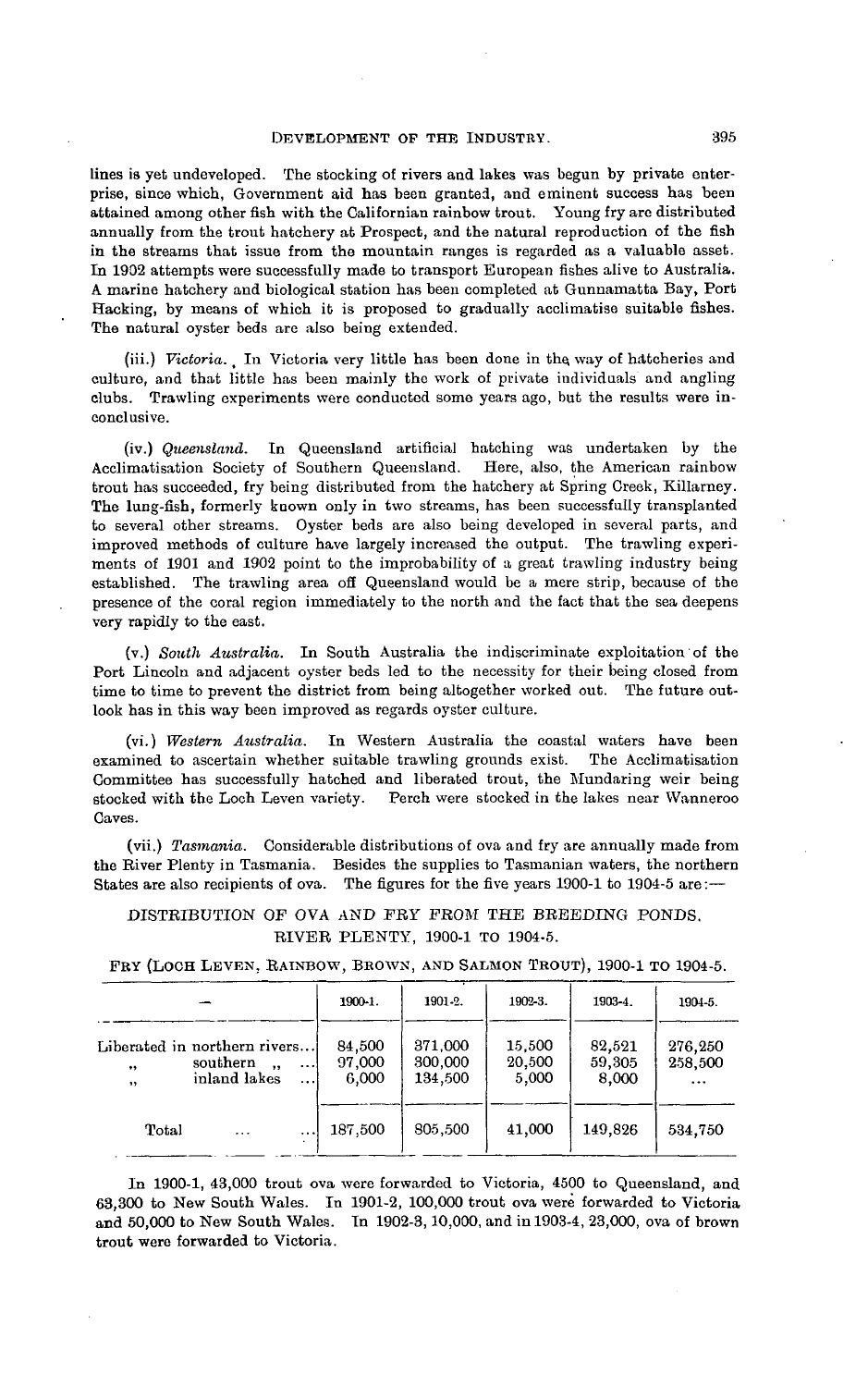lines is yet undeveloped. The stocking of rivers and lakes was begun by private enterprise, since which, Government aid has been granted, and eminent success has been attained among other fish with the Californian rainbow trout. Young fry are distributed annually from the trout hatchery at Prospect, and the natural reproduction of the fish in the streams that issue from the mountain ranges is regarded as a valuable asset. In 1902 attempts were successfully made to transport European fishes alive to Australia. A marine hatchery and biological station has been completed at Gunnamatta Bay, Port Hacking, by means of which it is proposed to gradually acclimatise suitable fishes. The natural oyster beds are also being extended.

(iii.) *Victoria.* In Victoria very little has been done in the way of hatcheries and culture, and that little has been mainly the work of private individuals and angling clubs. Trawling experiments were conducted some years ago, but the results were inconclusive.

(iv.) *Queensland.* In Queensland artificial hatching was undertaken by the Acclimatisation Society of Southern Queensland. Here, also, the American rainbow trout has succeeded, fry being distributed from the hatchery at Spring Creek, Killarney. The lung-fish, formerly known only in two streams, has been successfully transplanted to several other streams. Oyster beds are also being developed in several parts, and improved methods of culture have largely increased the output. The trawling experiments of 1901 and 1902 point to the improbability of a great trawling industry being established. The trawling area off Queensland would be a mere strip, because of the presence of the coral region immediately to the north and the fact that the sea deepens very rapidly to the east.

(v.) *South Australia.* In South Australia the indiscriminate exploitation of the Port Lincoln and adjacent oyster beds led to the necessity for their being closed from time to time to prevent the district from being altogether worked out. The future outlook has in this way been improved as regards oyster culture.

(vi.) *Western Australia.* In Western Australia the coastal waters have been examined to ascertain whether suitable trawling grounds exist. The Acclimatisation Committee has successfully hatched and liberated trout, the Mundaring weir being stocked with the Loch Leven variety. Perch were stocked in the lakes near Wanneroo Caves.

(vii.) *Tasmania.* Considerable distributions of ova and fry are annually made from the River Plenty in Tasmania. Besides the supplies to Tasmanian waters, the northern States are also recipients of ova. The figures for the five years 1900-1 to 1904-5 are:—

DISTRIBUTION OF OVA AND FRY FROM THE BREEDING PONDS, RIVER PLENTY, 1900-1 TO 1904-5.

FRY (LOCH LEVEN, RAINBOW, BROWN, AND SALMON TROUT), 1900-1 TO 1904-5.

| — | 1900-1. | 1901-2. | 1902-3. | 1903-4. | 1904-5. |
|---|---|---|---|---|---|
| Liberated in northern rivers... | 84,500 | 371,000 | 15,500 | 82,521 | 276,250 |
| " southern " ... | 97,000 | 300,000 | 20,500 | 59,305 | 258,500 |
| " inland lakes ... | 6,000 | 134,500 | 5,000 | 8,000 | ... |
| Total ... ... | 187,500 | 805,500 | 41,000 | 149,826 | 534,750 |

In 1900-1, 43,000 trout ova were forwarded to Victoria, 4500 to Queensland, and 63,300 to New South Wales. In 1901-2, 100,000 trout ova were forwarded to Victoria and 50,000 to New South Wales. In 1902-3, 10,000, and in 1903-4, 23,000, ova of brown trout were forwarded to Victoria.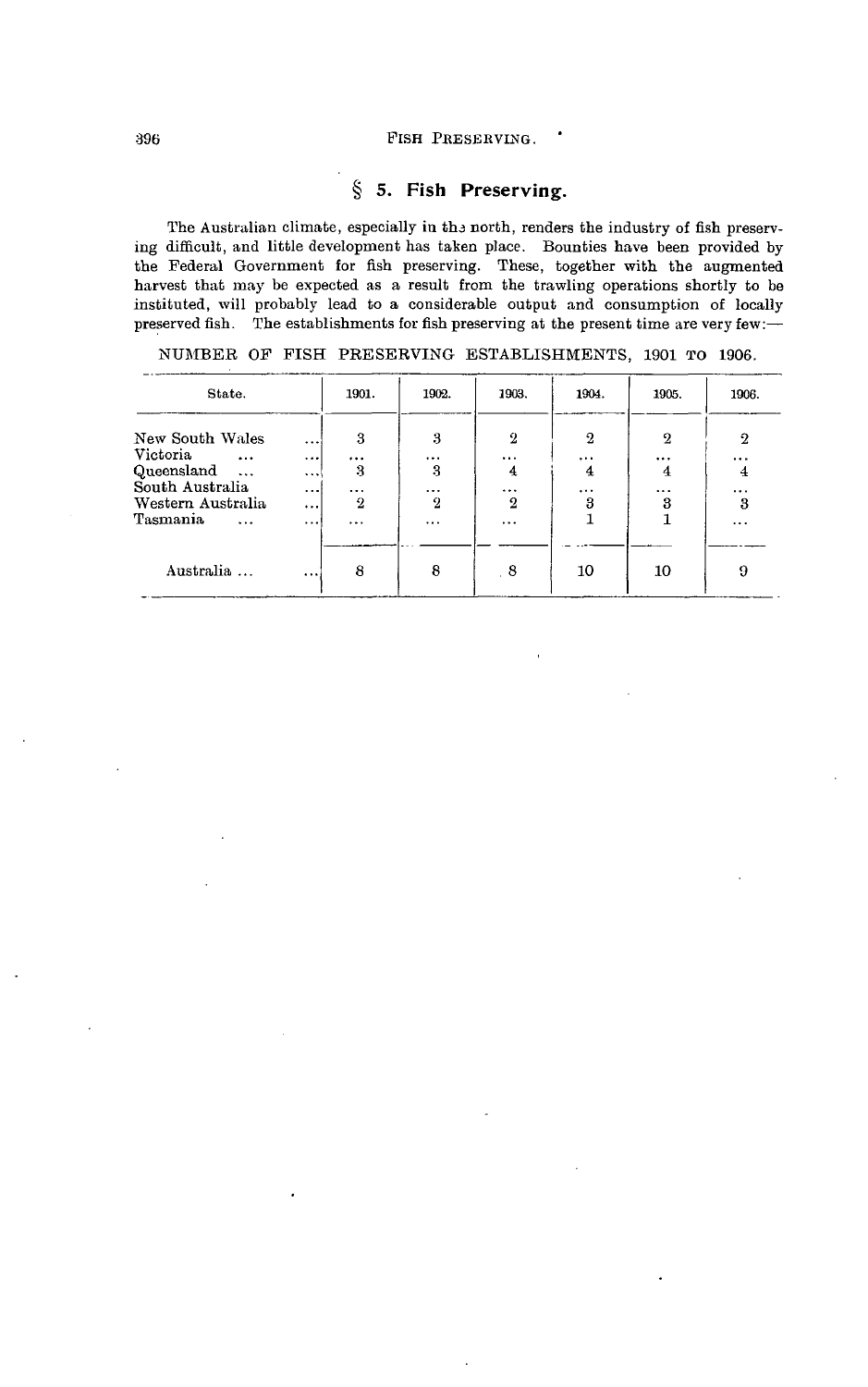## § 5. Fish Preserving.

The Australian climate, especially in the north, renders the industry of fish preserving difficult, and little development has taken place. Bounties have been provided by the Federal Government for fish preserving. These, together with the augmented harvest that may be expected as a result from the trawling operations shortly to be instituted, will probably lead to a considerable output and consumption of locally preserved fish. The establishments for fish preserving at the present time are very few:—

NUMBER OF FISH PRESERVING ESTABLISHMENTS, 1901 TO 1906.

| State. | 1901. | 1902. | 1903. | 1904. | 1905. | 1906. |
|---|---|---|---|---|---|---|
| New South Wales ... | 3 | 3 | 2 | 2 | 2 | 2 |
| Victoria ... ... | ... | ... | ... | ... | ... | ... |
| Queensland ... ... | 3 | 3 | 4 | 4 | 4 | 4 |
| South Australia ... | ... | ... | ... | ... | ... | ... |
| Western Australia ... | 2 | 2 | 2 | 3 | 3 | 3 |
| Tasmania ... ... | ... | ... | ... | 1 | 1 | ... |
| Australia ... ... | 8 | 8 | 8 | 10 | 10 | 9 |